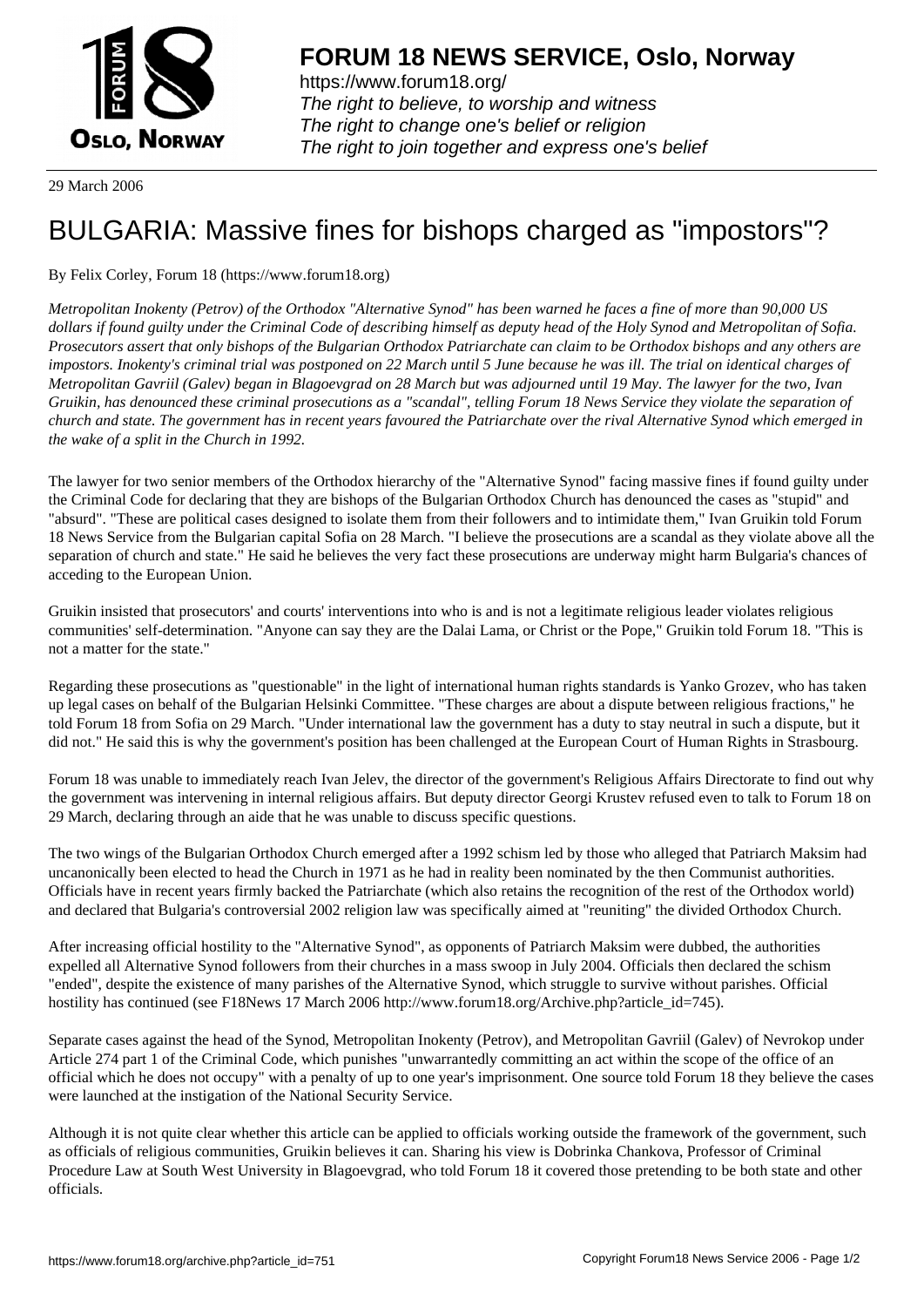**FORUM 18 NEWS SERVICE, Oslo, Norway**

https://www.forum18.org/
*The right to believe, to worship and witness*
*The right to change one's belief or religion*
*The right to join together and express one's belief*

29 March 2006

# BULGARIA: Massive fines for bishops charged as "impostors"?

By Felix Corley, Forum 18 (https://www.forum18.org)

*Metropolitan Inokenty (Petrov) of the Orthodox "Alternative Synod" has been warned he faces a fine of more than 90,000 US dollars if found guilty under the Criminal Code of describing himself as deputy head of the Holy Synod and Metropolitan of Sofia. Prosecutors assert that only bishops of the Bulgarian Orthodox Patriarchate can claim to be Orthodox bishops and any others are impostors. Inokenty's criminal trial was postponed on 22 March until 5 June because he was ill. The trial on identical charges of Metropolitan Gavriil (Galev) began in Blagoevgrad on 28 March but was adjourned until 19 May. The lawyer for the two, Ivan Gruikin, has denounced these criminal prosecutions as a "scandal", telling Forum 18 News Service they violate the separation of church and state. The government has in recent years favoured the Patriarchate over the rival Alternative Synod which emerged in the wake of a split in the Church in 1992.*

The lawyer for two senior members of the Orthodox hierarchy of the "Alternative Synod" facing massive fines if found guilty under the Criminal Code for declaring that they are bishops of the Bulgarian Orthodox Church has denounced the cases as "stupid" and "absurd". "These are political cases designed to isolate them from their followers and to intimidate them," Ivan Gruikin told Forum 18 News Service from the Bulgarian capital Sofia on 28 March. "I believe the prosecutions are a scandal as they violate above all the separation of church and state." He said he believes the very fact these prosecutions are underway might harm Bulgaria's chances of acceding to the European Union.

Gruikin insisted that prosecutors' and courts' interventions into who is and is not a legitimate religious leader violates religious communities' self-determination. "Anyone can say they are the Dalai Lama, or Christ or the Pope," Gruikin told Forum 18. "This is not a matter for the state."

Regarding these prosecutions as "questionable" in the light of international human rights standards is Yanko Grozev, who has taken up legal cases on behalf of the Bulgarian Helsinki Committee. "These charges are about a dispute between religious fractions," he told Forum 18 from Sofia on 29 March. "Under international law the government has a duty to stay neutral in such a dispute, but it did not." He said this is why the government's position has been challenged at the European Court of Human Rights in Strasbourg.

Forum 18 was unable to immediately reach Ivan Jelev, the director of the government's Religious Affairs Directorate to find out why the government was intervening in internal religious affairs. But deputy director Georgi Krustev refused even to talk to Forum 18 on 29 March, declaring through an aide that he was unable to discuss specific questions.

The two wings of the Bulgarian Orthodox Church emerged after a 1992 schism led by those who alleged that Patriarch Maksim had uncanonically been elected to head the Church in 1971 as he had in reality been nominated by the then Communist authorities. Officials have in recent years firmly backed the Patriarchate (which also retains the recognition of the rest of the Orthodox world) and declared that Bulgaria's controversial 2002 religion law was specifically aimed at "reuniting" the divided Orthodox Church.

After increasing official hostility to the "Alternative Synod", as opponents of Patriarch Maksim were dubbed, the authorities expelled all Alternative Synod followers from their churches in a mass swoop in July 2004. Officials then declared the schism "ended", despite the existence of many parishes of the Alternative Synod, which struggle to survive without parishes. Official hostility has continued (see F18News 17 March 2006 http://www.forum18.org/Archive.php?article_id=745).

Separate cases against the head of the Synod, Metropolitan Inokenty (Petrov), and Metropolitan Gavriil (Galev) of Nevrokop under Article 274 part 1 of the Criminal Code, which punishes "unwarrantedly committing an act within the scope of the office of an official which he does not occupy" with a penalty of up to one year's imprisonment. One source told Forum 18 they believe the cases were launched at the instigation of the National Security Service.

Although it is not quite clear whether this article can be applied to officials working outside the framework of the government, such as officials of religious communities, Gruikin believes it can. Sharing his view is Dobrinka Chankova, Professor of Criminal Procedure Law at South West University in Blagoevgrad, who told Forum 18 it covered those pretending to be both state and other officials.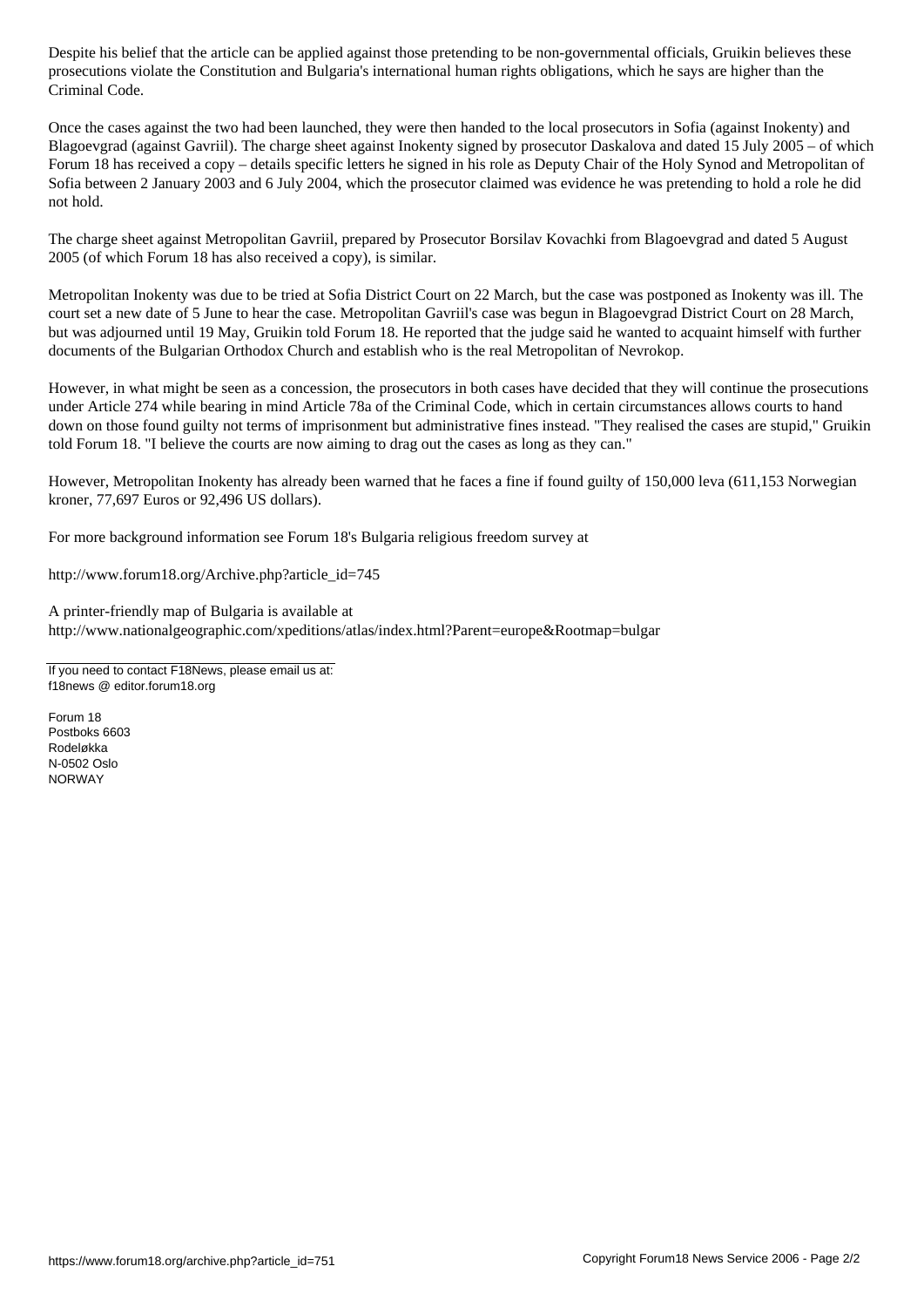Despite his belief that the article can be applied against those pretending to be non-governmental officials, Gruikin believes these prosecutions violate the Constitution and Bulgaria's international human rights obligations, which he says are higher than the Criminal Code.

Once the cases against the two had been launched, they were then handed to the local prosecutors in Sofia (against Inokenty) and Blagoevgrad (against Gavriil). The charge sheet against Inokenty signed by prosecutor Daskalova and dated 15 July 2005 – of which Forum 18 has received a copy – details specific letters he signed in his role as Deputy Chair of the Holy Synod and Metropolitan of Sofia between 2 January 2003 and 6 July 2004, which the prosecutor claimed was evidence he was pretending to hold a role he did not hold.

The charge sheet against Metropolitan Gavriil, prepared by Prosecutor Borsilav Kovachki from Blagoevgrad and dated 5 August 2005 (of which Forum 18 has also received a copy), is similar.

Metropolitan Inokenty was due to be tried at Sofia District Court on 22 March, but the case was postponed as Inokenty was ill. The court set a new date of 5 June to hear the case. Metropolitan Gavriil's case was begun in Blagoevgrad District Court on 28 March, but was adjourned until 19 May, Gruikin told Forum 18. He reported that the judge said he wanted to acquaint himself with further documents of the Bulgarian Orthodox Church and establish who is the real Metropolitan of Nevrokop.

However, in what might be seen as a concession, the prosecutors in both cases have decided that they will continue the prosecutions under Article 274 while bearing in mind Article 78a of the Criminal Code, which in certain circumstances allows courts to hand down on those found guilty not terms of imprisonment but administrative fines instead. "They realised the cases are stupid," Gruikin told Forum 18. "I believe the courts are now aiming to drag out the cases as long as they can."

However, Metropolitan Inokenty has already been warned that he faces a fine if found guilty of 150,000 leva (611,153 Norwegian kroner, 77,697 Euros or 92,496 US dollars).

For more background information see Forum 18's Bulgaria religious freedom survey at

http://www.forum18.org/Archive.php?article_id=745

A printer-friendly map of Bulgaria is available at
http://www.nationalgeographic.com/xpeditions/atlas/index.html?Parent=europe&Rootmap=bulgar

---

If you need to contact F18News, please email us at:
f18news @ editor.forum18.org

Forum 18
Postboks 6603
Rodeløkka
N-0502 Oslo
NORWAY